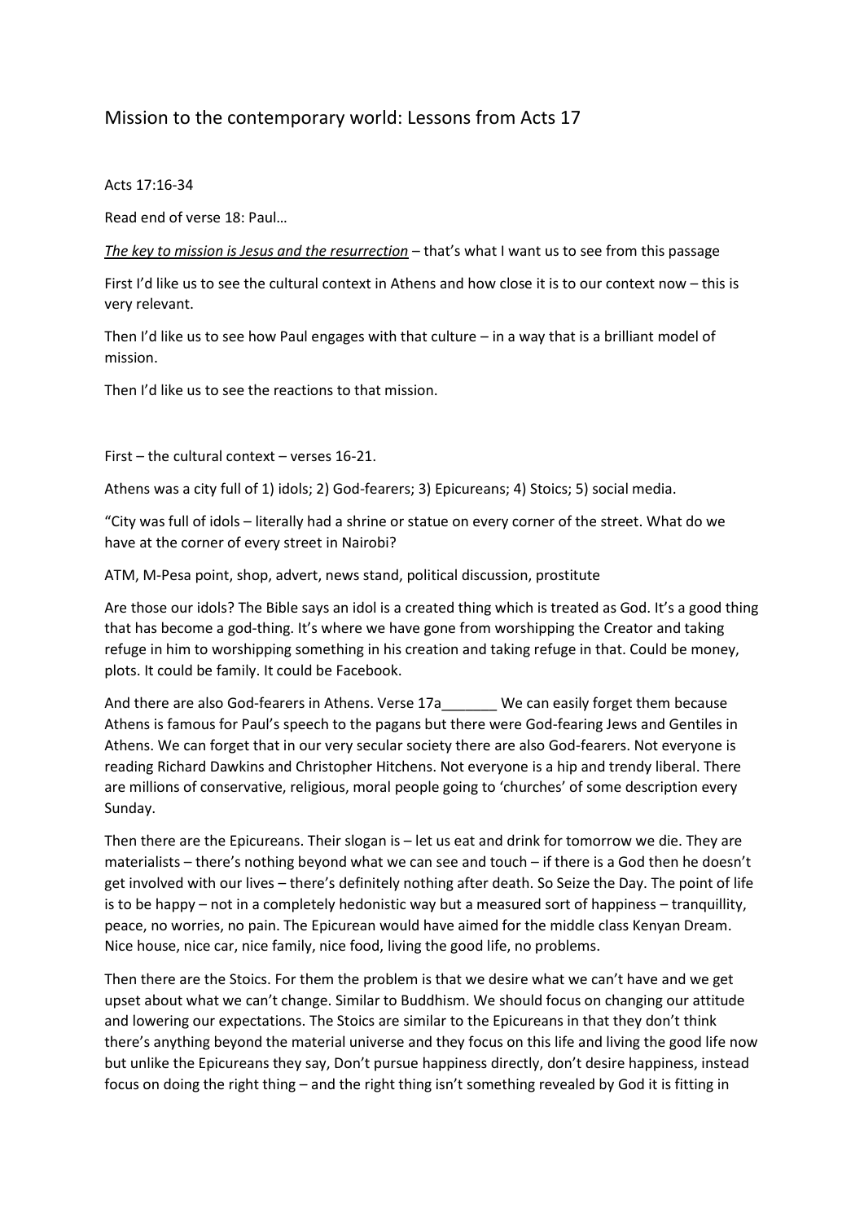# Mission to the contemporary world: Lessons from Acts 17

Acts 17:16-34

Read end of verse 18: Paul…

*The key to mission is Jesus and the resurrection* – that's what I want us to see from this passage

First I'd like us to see the cultural context in Athens and how close it is to our context now – this is very relevant.

Then I'd like us to see how Paul engages with that culture – in a way that is a brilliant model of mission.

Then I'd like us to see the reactions to that mission.

First – the cultural context – verses 16-21.

Athens was a city full of 1) idols; 2) God-fearers; 3) Epicureans; 4) Stoics; 5) social media.

"City was full of idols – literally had a shrine or statue on every corner of the street. What do we have at the corner of every street in Nairobi?

ATM, M-Pesa point, shop, advert, news stand, political discussion, prostitute

Are those our idols? The Bible says an idol is a created thing which is treated as God. It's a good thing that has become a god-thing. It's where we have gone from worshipping the Creator and taking refuge in him to worshipping something in his creation and taking refuge in that. Could be money, plots. It could be family. It could be Facebook.

And there are also God-fearers in Athens. Verse 17a_______ We can easily forget them because Athens is famous for Paul's speech to the pagans but there were God-fearing Jews and Gentiles in Athens. We can forget that in our very secular society there are also God-fearers. Not everyone is reading Richard Dawkins and Christopher Hitchens. Not everyone is a hip and trendy liberal. There are millions of conservative, religious, moral people going to 'churches' of some description every Sunday.

Then there are the Epicureans. Their slogan is – let us eat and drink for tomorrow we die. They are materialists – there's nothing beyond what we can see and touch – if there is a God then he doesn't get involved with our lives – there's definitely nothing after death. So Seize the Day. The point of life is to be happy – not in a completely hedonistic way but a measured sort of happiness – tranquillity, peace, no worries, no pain. The Epicurean would have aimed for the middle class Kenyan Dream. Nice house, nice car, nice family, nice food, living the good life, no problems.

Then there are the Stoics. For them the problem is that we desire what we can't have and we get upset about what we can't change. Similar to Buddhism. We should focus on changing our attitude and lowering our expectations. The Stoics are similar to the Epicureans in that they don't think there's anything beyond the material universe and they focus on this life and living the good life now but unlike the Epicureans they say, Don't pursue happiness directly, don't desire happiness, instead focus on doing the right thing – and the right thing isn't something revealed by God it is fitting in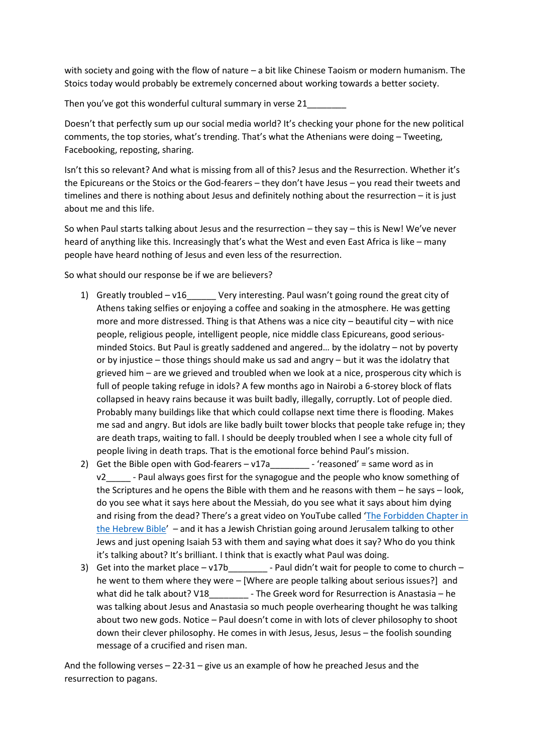with society and going with the flow of nature – a bit like Chinese Taoism or modern humanism. The Stoics today would probably be extremely concerned about working towards a better society.

Then you've got this wonderful cultural summary in verse 21________

Doesn't that perfectly sum up our social media world? It's checking your phone for the new political comments, the top stories, what's trending. That's what the Athenians were doing – Tweeting, Facebooking, reposting, sharing.

Isn't this so relevant? And what is missing from all of this? Jesus and the Resurrection. Whether it's the Epicureans or the Stoics or the God-fearers – they don't have Jesus – you read their tweets and timelines and there is nothing about Jesus and definitely nothing about the resurrection – it is just about me and this life.

So when Paul starts talking about Jesus and the resurrection – they say – this is New! We've never heard of anything like this. Increasingly that's what the West and even East Africa is like – many people have heard nothing of Jesus and even less of the resurrection.

So what should our response be if we are believers?

1) Greatly troubled – v16______ Very interesting. Paul wasn't going round the great city of Athens taking selfies or enjoying a coffee and soaking in the atmosphere. He was getting more and more distressed. Thing is that Athens was a nice city – beautiful city – with nice people, religious people, intelligent people, nice middle class Epicureans, good serious-minded Stoics. But Paul is greatly saddened and angered… by the idolatry – not by poverty or by injustice – those things should make us sad and angry – but it was the idolatry that grieved him – are we grieved and troubled when we look at a nice, prosperous city which is full of people taking refuge in idols? A few months ago in Nairobi a 6-storey block of flats collapsed in heavy rains because it was built badly, illegally, corruptly. Lot of people died. Probably many buildings like that which could collapse next time there is flooding. Makes me sad and angry. But idols are like badly built tower blocks that people take refuge in; they are death traps, waiting to fall. I should be deeply troubled when I see a whole city full of people living in death traps. That is the emotional force behind Paul's mission.
2) Get the Bible open with God-fearers – v17a________ - 'reasoned' = same word as in v2_____ - Paul always goes first for the synagogue and the people who know something of the Scriptures and he opens the Bible with them and he reasons with them – he says – look, do you see what it says here about the Messiah, do you see what it says about him dying and rising from the dead? There's a great video on YouTube called 'The Forbidden Chapter in the Hebrew Bible' – and it has a Jewish Christian going around Jerusalem talking to other Jews and just opening Isaiah 53 with them and saying what does it say? Who do you think it's talking about? It's brilliant. I think that is exactly what Paul was doing.
3) Get into the market place – v17b________ - Paul didn't wait for people to come to church – he went to them where they were – [Where are people talking about serious issues?] and what did he talk about? V18________ - The Greek word for Resurrection is Anastasia – he was talking about Jesus and Anastasia so much people overhearing thought he was talking about two new gods. Notice – Paul doesn't come in with lots of clever philosophy to shoot down their clever philosophy. He comes in with Jesus, Jesus, Jesus – the foolish sounding message of a crucified and risen man.

And the following verses – 22-31 – give us an example of how he preached Jesus and the resurrection to pagans.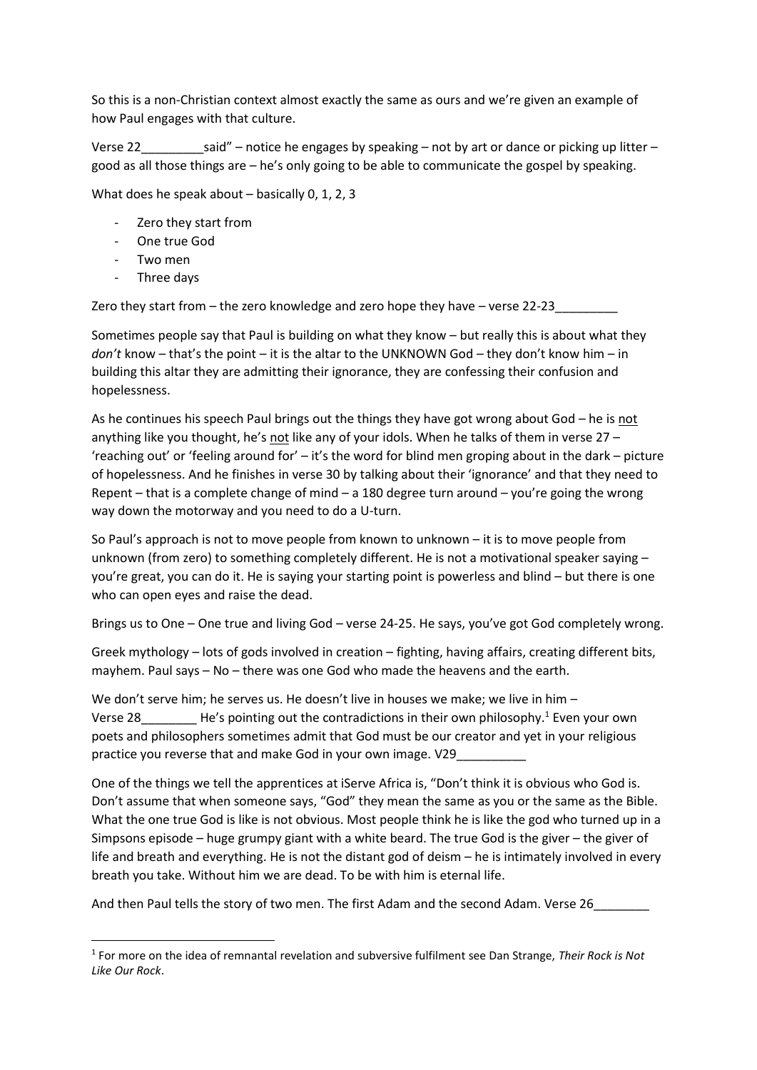So this is a non-Christian context almost exactly the same as ours and we're given an example of how Paul engages with that culture.

Verse 22_________said" – notice he engages by speaking – not by art or dance or picking up litter – good as all those things are – he's only going to be able to communicate the gospel by speaking.

What does he speak about – basically 0, 1, 2, 3

- Zero they start from
- One true God
- Two men
- Three days

Zero they start from – the zero knowledge and zero hope they have – verse 22-23_________

Sometimes people say that Paul is building on what they know – but really this is about what they *don't* know – that's the point – it is the altar to the UNKNOWN God – they don't know him – in building this altar they are admitting their ignorance, they are confessing their confusion and hopelessness.

As he continues his speech Paul brings out the things they have got wrong about God – he is <u>not</u> anything like you thought, he's <u>not</u> like any of your idols. When he talks of them in verse 27 – 'reaching out' or 'feeling around for' – it's the word for blind men groping about in the dark – picture of hopelessness. And he finishes in verse 30 by talking about their 'ignorance' and that they need to Repent – that is a complete change of mind – a 180 degree turn around – you're going the wrong way down the motorway and you need to do a U-turn.

So Paul's approach is not to move people from known to unknown – it is to move people from unknown (from zero) to something completely different. He is not a motivational speaker saying – you're great, you can do it. He is saying your starting point is powerless and blind – but there is one who can open eyes and raise the dead.

Brings us to One – One true and living God – verse 24-25. He says, you've got God completely wrong.

Greek mythology – lots of gods involved in creation – fighting, having affairs, creating different bits, mayhem. Paul says – No – there was one God who made the heavens and the earth.

We don't serve him; he serves us. He doesn't live in houses we make; we live in him – Verse 28________ He's pointing out the contradictions in their own philosophy.[1] Even your own poets and philosophers sometimes admit that God must be our creator and yet in your religious practice you reverse that and make God in your own image. V29__________

One of the things we tell the apprentices at iServe Africa is, "Don't think it is obvious who God is. Don't assume that when someone says, "God" they mean the same as you or the same as the Bible. What the one true God is like is not obvious. Most people think he is like the god who turned up in a Simpsons episode – huge grumpy giant with a white beard. The true God is the giver – the giver of life and breath and everything. He is not the distant god of deism – he is intimately involved in every breath you take. Without him we are dead. To be with him is eternal life.

And then Paul tells the story of two men. The first Adam and the second Adam. Verse 26________

[1] For more on the idea of remnantal revelation and subversive fulfilment see Dan Strange, *Their Rock is Not Like Our Rock*.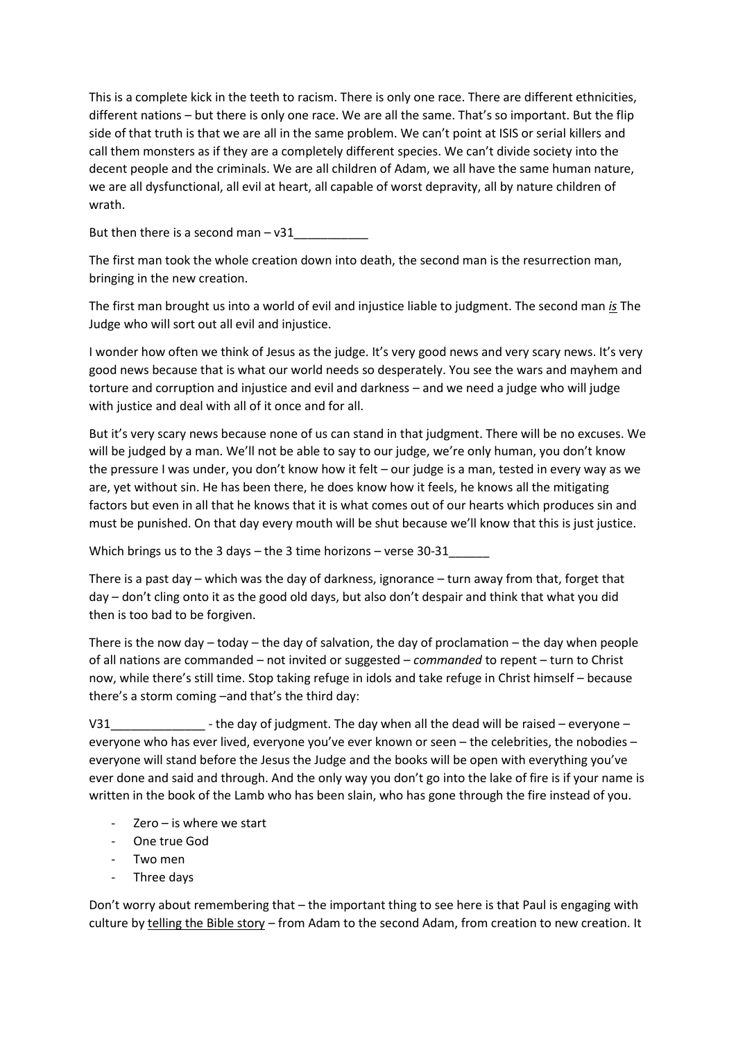This is a complete kick in the teeth to racism. There is only one race. There are different ethnicities, different nations – but there is only one race. We are all the same. That's so important. But the flip side of that truth is that we are all in the same problem. We can't point at ISIS or serial killers and call them monsters as if they are a completely different species. We can't divide society into the decent people and the criminals. We are all children of Adam, we all have the same human nature, we are all dysfunctional, all evil at heart, all capable of worst depravity, all by nature children of wrath.

But then there is a second man – v31___________

The first man took the whole creation down into death, the second man is the resurrection man, bringing in the new creation.

The first man brought us into a world of evil and injustice liable to judgment. The second man *is* The Judge who will sort out all evil and injustice.

I wonder how often we think of Jesus as the judge. It's very good news and very scary news. It's very good news because that is what our world needs so desperately. You see the wars and mayhem and torture and corruption and injustice and evil and darkness – and we need a judge who will judge with justice and deal with all of it once and for all.

But it's very scary news because none of us can stand in that judgment. There will be no excuses. We will be judged by a man. We'll not be able to say to our judge, we're only human, you don't know the pressure I was under, you don't know how it felt – our judge is a man, tested in every way as we are, yet without sin. He has been there, he does know how it feels, he knows all the mitigating factors but even in all that he knows that it is what comes out of our hearts which produces sin and must be punished. On that day every mouth will be shut because we'll know that this is just justice.

Which brings us to the 3 days – the 3 time horizons – verse 30-31______

There is a past day – which was the day of darkness, ignorance – turn away from that, forget that day – don't cling onto it as the good old days, but also don't despair and think that what you did then is too bad to be forgiven.

There is the now day – today – the day of salvation, the day of proclamation – the day when people of all nations are commanded – not invited or suggested – *commanded* to repent – turn to Christ now, while there's still time. Stop taking refuge in idols and take refuge in Christ himself – because there's a storm coming –and that's the third day:

V31______________ - the day of judgment. The day when all the dead will be raised – everyone – everyone who has ever lived, everyone you've ever known or seen – the celebrities, the nobodies – everyone will stand before the Jesus the Judge and the books will be open with everything you've ever done and said and through. And the only way you don't go into the lake of fire is if your name is written in the book of the Lamb who has been slain, who has gone through the fire instead of you.

- Zero – is where we start
- One true God
- Two men
- Three days

Don't worry about remembering that – the important thing to see here is that Paul is engaging with culture by <u>telling the Bible story</u> – from Adam to the second Adam, from creation to new creation. It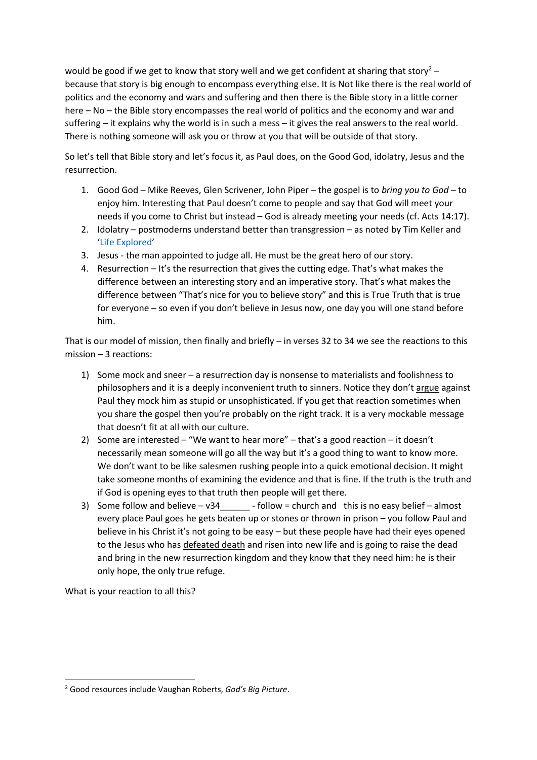would be good if we get to know that story well and we get confident at sharing that story[2] – because that story is big enough to encompass everything else. It is Not like there is the real world of politics and the economy and wars and suffering and then there is the Bible story in a little corner here – No – the Bible story encompasses the real world of politics and the economy and war and suffering – it explains why the world is in such a mess – it gives the real answers to the real world. There is nothing someone will ask you or throw at you that will be outside of that story.

So let's tell that Bible story and let's focus it, as Paul does, on the Good God, idolatry, Jesus and the resurrection.

1. Good God – Mike Reeves, Glen Scrivener, John Piper – the gospel is to *bring you to God* – to enjoy him. Interesting that Paul doesn't come to people and say that God will meet your needs if you come to Christ but instead – God is already meeting your needs (cf. Acts 14:17).
2. Idolatry – postmoderns understand better than transgression – as noted by Tim Keller and '[Life Explored](Life Explored)'
3. Jesus - the man appointed to judge all. He must be the great hero of our story.
4. Resurrection – It's the resurrection that gives the cutting edge. That's what makes the difference between an interesting story and an imperative story. That's what makes the difference between "That's nice for you to believe story" and this is True Truth that is true for everyone – so even if you don't believe in Jesus now, one day you will one stand before him.

That is our model of mission, then finally and briefly – in verses 32 to 34 we see the reactions to this mission – 3 reactions:

1) Some mock and sneer – a resurrection day is nonsense to materialists and foolishness to philosophers and it is a deeply inconvenient truth to sinners. Notice they don't <u>argue</u> against Paul they mock him as stupid or unsophisticated. If you get that reaction sometimes when you share the gospel then you're probably on the right track. It is a very mockable message that doesn't fit at all with our culture.
2) Some are interested – "We want to hear more" – that's a good reaction – it doesn't necessarily mean someone will go all the way but it's a good thing to want to know more. We don't want to be like salesmen rushing people into a quick emotional decision. It might take someone months of examining the evidence and that is fine. If the truth is the truth and if God is opening eyes to that truth then people will get there.
3) Some follow and believe – v34______ - follow = church and this is no easy belief – almost every place Paul goes he gets beaten up or stones or thrown in prison – you follow Paul and believe in his Christ it's not going to be easy – but these people have had their eyes opened to the Jesus who has <u>defeated death</u> and risen into new life and is going to raise the dead and bring in the new resurrection kingdom and they know that they need him: he is their only hope, the only true refuge.

What is your reaction to all this?

[2] Good resources include Vaughan Roberts, *God's Big Picture*.